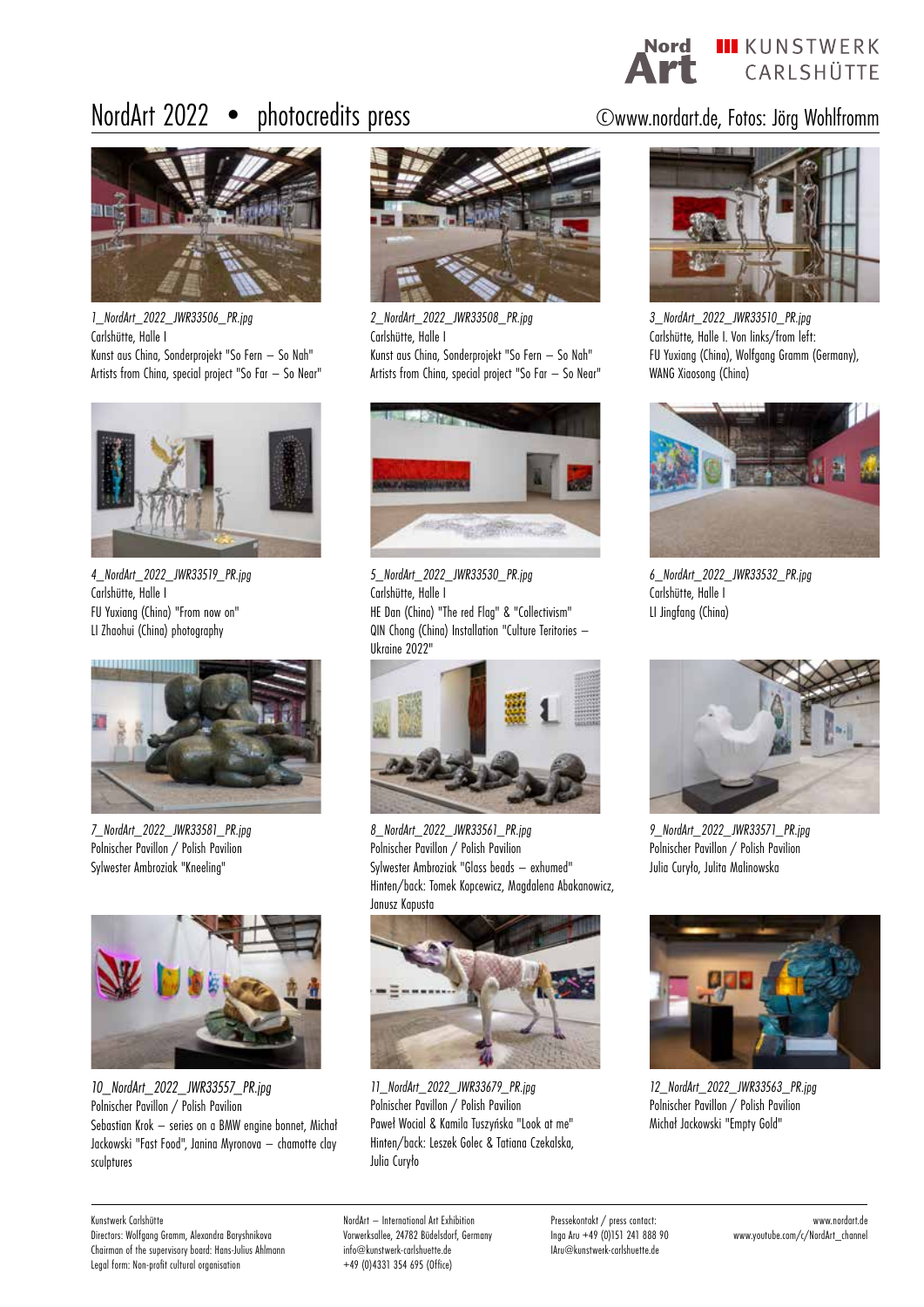# NordArt 2022 • photocredits press

©www.nordart.de, Fotos: Jörg Wohlfromm

*1_NordArt_2022_JWR33506_PR.jpg*
Carlshütte, Halle I
Kunst aus China, Sonderprojekt "So Fern – So Nah"
Artists from China, special project "So Far – So Near"

*2_NordArt_2022_JWR33508_PR.jpg*
Carlshütte, Halle I
Kunst aus China, Sonderprojekt "So Fern – So Nah"
Artists from China, special project "So Far – So Near"

*3_NordArt_2022_JWR33510_PR.jpg*
Carlshütte, Halle I. Von links/from left:
FU Yuxiang (China), Wolfgang Gramm (Germany),
WANG Xiaosong (China)

*4_NordArt_2022_JWR33519_PR.jpg*
Carlshütte, Halle I
FU Yuxiang (China) "From now on"
LI Zhaohui (China) photography

*5_NordArt_2022_JWR33530_PR.jpg*
Carlshütte, Halle I
HE Dan (China) "The red Flag" & "Collectivism"
QIN Chong (China) Installation "Culture Teritories – Ukraine 2022"

*6_NordArt_2022_JWR33532_PR.jpg*
Carlshütte, Halle I
LI Jingfang (China)

*7_NordArt_2022_JWR33581_PR.jpg*
Polnischer Pavillon / Polish Pavilion
Sylwester Ambroziak "Kneeling"

*8_NordArt_2022_JWR33561_PR.jpg*
Polnischer Pavillon / Polish Pavilion
Sylwester Ambroziak "Glass beads – exhumed"
Hinten/back: Tomek Kopcewicz, Magdalena Abakanowicz, Janusz Kapusta

*9_NordArt_2022_JWR33571_PR.jpg*
Polnischer Pavillon / Polish Pavilion
Julia Curyło, Julita Malinowska

*10_NordArt_2022_JWR33557_PR.jpg*
Polnischer Pavillon / Polish Pavilion
Sebastian Krok – series on a BMW engine bonnet, Michał Jackowski "Fast Food", Janina Myronova – chamotte clay sculptures

*11_NordArt_2022_JWR33679_PR.jpg*
Polnischer Pavillon / Polish Pavilion
Paweł Wocial & Kamila Tuszyńska "Look at me"
Hinten/back: Leszek Golec & Tatiana Czekalska, Julia Curyło

*12_NordArt_2022_JWR33563_PR.jpg*
Polnischer Pavillon / Polish Pavilion
Michał Jackowski "Empty Gold"

Kunstwerk Carlshütte
Directors: Wolfgang Gramm, Alexandra Baryshnikova
Chairman of the supervisory board: Hans-Julius Ahlmann
Legal form: Non-profit cultural organisation

NordArt – International Art Exhibition
Vorwerksallee, 24782 Büdelsdorf, Germany
info@kunstwerk-carlshuette.de
+49 (0)4331 354 695 (Office)

Pressekontakt / press contact:
Inga Aru +49 (0)151 241 888 90
IAru@kunstwerk-carlshuette.de

www.nordart.de
www.youtube.com/c/NordArt_channel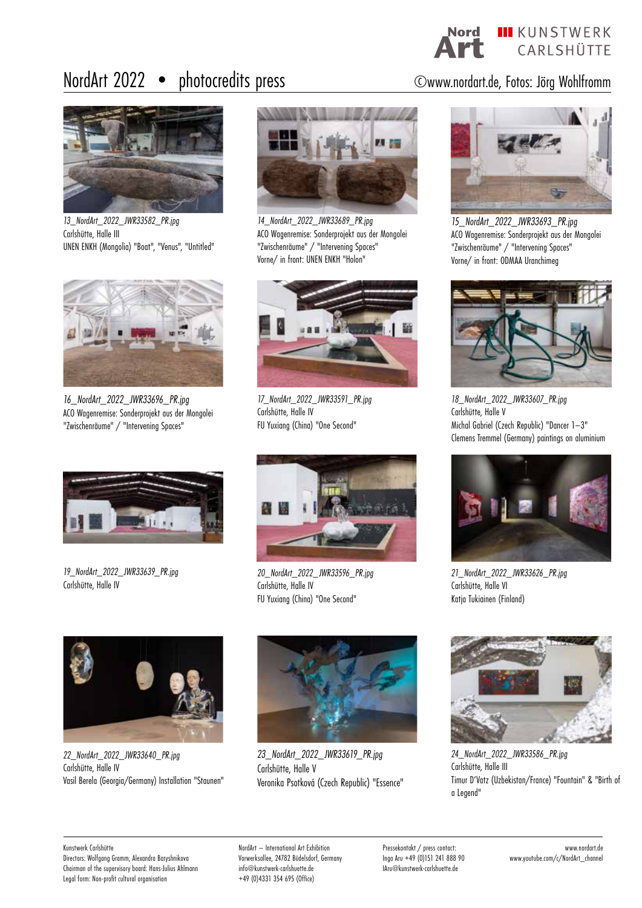# NordArt 2022 • photocredits press

©www.nordart.de, Fotos: Jörg Wohlfromm

*13_NordArt_2022_JWR33582_PR.jpg*
Carlshütte, Halle III
UNEN ENKH (Mongolia) "Boat", "Venus", "Untitled"

*14_NordArt_2022_JWR33689_PR.jpg*
ACO Wagenremise: Sonderprojekt aus der Mongolei
"Zwischenräume" / "Intervening Spaces"
Vorne/ in front: UNEN ENKH "Holon"

*15_NordArt_2022_JWR33693_PR.jpg*
ACO Wagenremise: Sonderprojekt aus der Mongolei
"Zwischenräume" / "Intervening Spaces"
Vorne/ in front: ODMAA Uranchimeg

*16_NordArt_2022_JWR33696_PR.jpg*
ACO Wagenremise: Sonderprojekt aus der Mongolei
"Zwischenräume" / "Intervening Spaces"

*17_NordArt_2022_JWR33591_PR.jpg*
Carlshütte, Halle IV
FU Yuxiang (China) "One Second"

*18_NordArt_2022_JWR33607_PR.jpg*
Carlshütte, Halle V
Michal Gabriel (Czech Republic) "Dancer 1–3"
Clemens Tremmel (Germany) paintings on aluminium

*19_NordArt_2022_JWR33639_PR.jpg*
Carlshütte, Halle IV

*20_NordArt_2022_JWR33596_PR.jpg*
Carlshütte, Halle IV
FU Yuxiang (China) "One Second"

*21_NordArt_2022_JWR33626_PR.jpg*
Carlshütte, Halle VI
Katja Tukiainen (Finland)

*22_NordArt_2022_JWR33640_PR.jpg*
Carlshütte, Halle IV
Vasil Berela (Georgia/Germany) Installation "Staunen"

*23_NordArt_2022_JWR33619_PR.jpg*
Carlshütte, Halle V
Veronika Psotková (Czech Republic) "Essence"

*24_NordArt_2022_JWR33586_PR.jpg*
Carlshütte, Halle III
Timur D'Vatz (Uzbekistan/France) "Fountain" & "Birth of a Legend"

Kunstwerk Carlshütte
Directors: Wolfgang Gramm, Alexandra Baryshnikova
Chairman of the supervisory board: Hans-Julius Ahlmann
Legal form: Non-profit cultural organisation

NordArt – International Art Exhibition
Vorwerksallee, 24782 Büdelsdorf, Germany
info@kunstwerk-carlshuette.de
+49 (0)4331 354 695 (Office)

Pressekontakt / press contact:
Inga Aru +49 (0)151 241 888 90
IAru@kunstwerk-carlshuette.de

www.nordart.de
www.youtube.com/c/NordArt_channel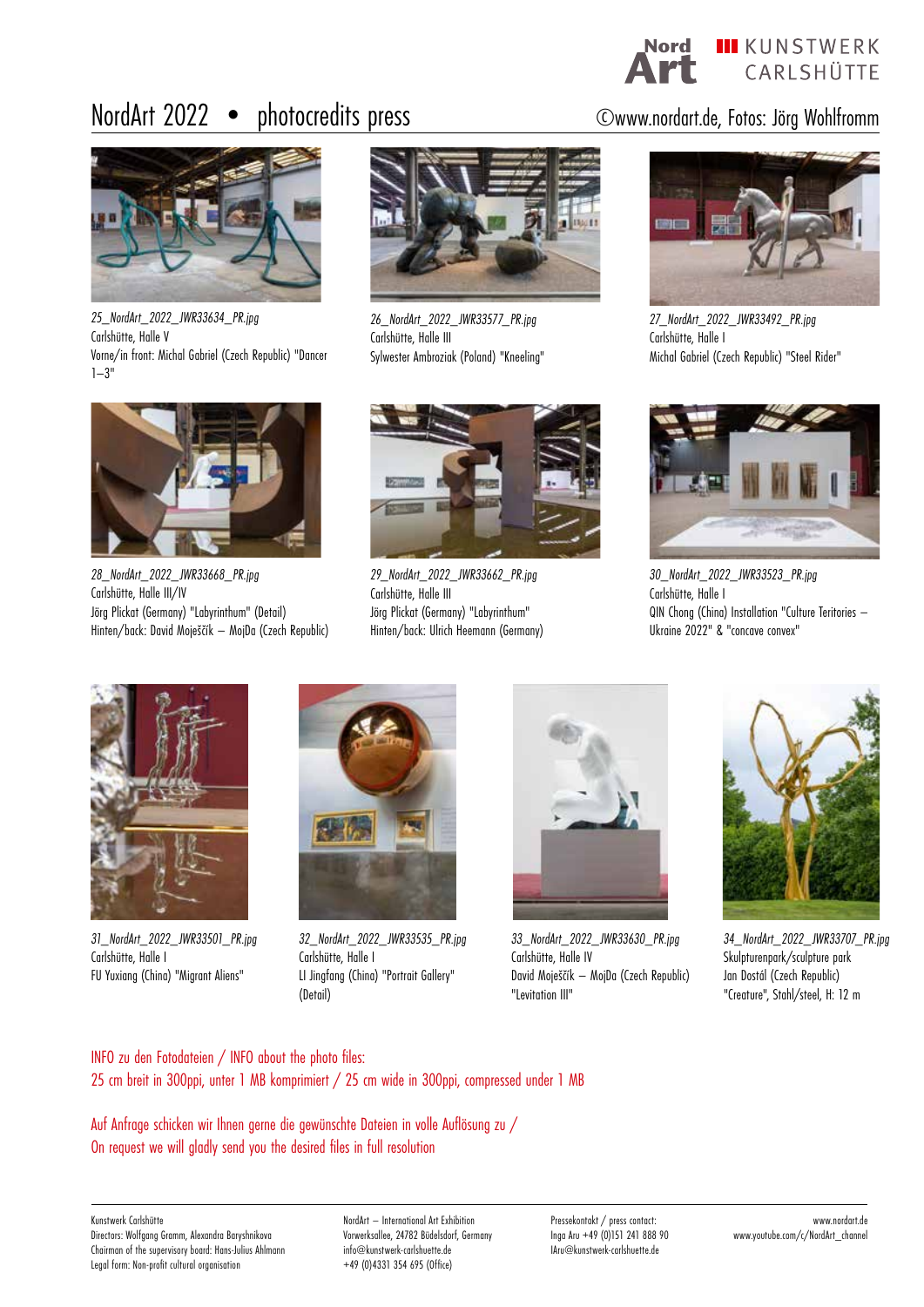NordArt KUNSTWERK CARLSHÜTTE

# NordArt 2022 • photocredits press

©www.nordart.de, Fotos: Jörg Wohlfromm

*25_NordArt_2022_JWR33634_PR.jpg*
Carlshütte, Halle V
Vorne/in front: Michal Gabriel (Czech Republic) "Dancer 1–3"

*26_NordArt_2022_JWR33577_PR.jpg*
Carlshütte, Halle III
Sylwester Ambroziak (Poland) "Kneeling"

*27_NordArt_2022_JWR33492_PR.jpg*
Carlshütte, Halle I
Michal Gabriel (Czech Republic) "Steel Rider"

*28_NordArt_2022_JWR33668_PR.jpg*
Carlshütte, Halle III/IV
Jörg Plickat (Germany) "Labyrinthum" (Detail)
Hinten/back: David Moješčík – MojDa (Czech Republic)

*29_NordArt_2022_JWR33662_PR.jpg*
Carlshütte, Halle III
Jörg Plickat (Germany) "Labyrinthum"
Hinten/back: Ulrich Heemann (Germany)

*30_NordArt_2022_JWR33523_PR.jpg*
Carlshütte, Halle I
QIN Chong (China) Installation "Culture Teritories – Ukraine 2022" & "concave convex"

*31_NordArt_2022_JWR33501_PR.jpg*
Carlshütte, Halle I
FU Yuxiang (China) "Migrant Aliens"

*32_NordArt_2022_JWR33535_PR.jpg*
Carlshütte, Halle I
LI Jingfang (China) "Portrait Gallery" (Detail)

*33_NordArt_2022_JWR33630_PR.jpg*
Carlshütte, Halle IV
David Moješčík – MojDa (Czech Republic) "Levitation III"

*34_NordArt_2022_JWR33707_PR.jpg*
Skulpturenpark/sculpture park
Jan Dostál (Czech Republic)
"Creature", Stahl/steel, H: 12 m

INFO zu den Fotodateien / INFO about the photo files:
25 cm breit in 300ppi, unter 1 MB komprimiert / 25 cm wide in 300ppi, compressed under 1 MB

Auf Anfrage schicken wir Ihnen gerne die gewünschte Dateien in volle Auflösung zu /
On request we will gladly send you the desired files in full resolution

Kunstwerk Carlshütte
Directors: Wolfgang Gramm, Alexandra Baryshnikova
Chairman of the supervisory board: Hans-Julius Ahlmann
Legal form: Non-profit cultural organisation

NordArt – International Art Exhibition
Vorwerksallee, 24782 Büdelsdorf, Germany
info@kunstwerk-carlshuette.de
+49 (0)4331 354 695 (Office)

Pressekontakt / press contact:
Inga Aru +49 (0)151 241 888 90
IAru@kunstwerk-carlshuette.de

www.nordart.de
www.youtube.com/c/NordArt_channel